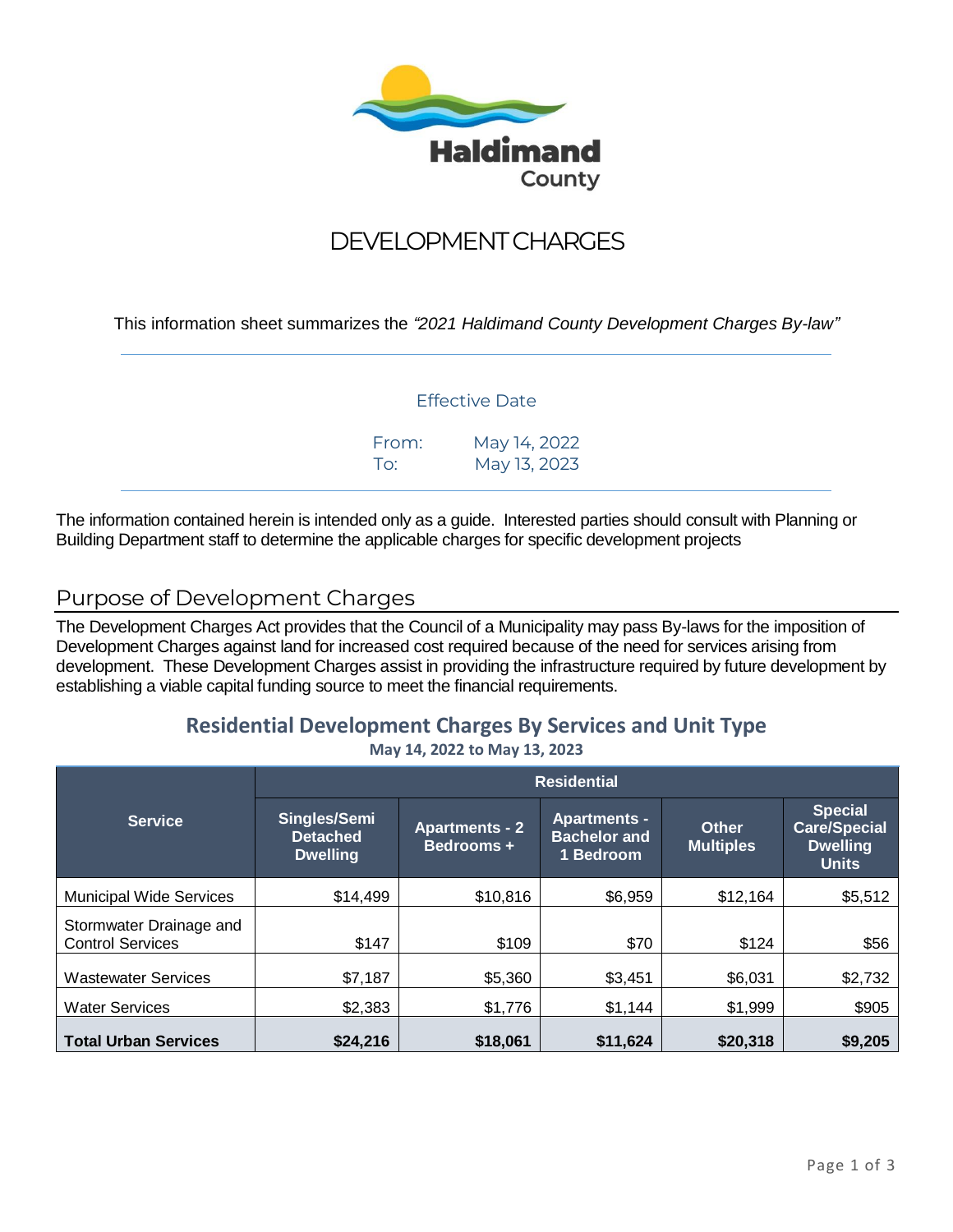Haldimand County

# DEVELOPMENT CHARGES

This information sheet summarizes the *"2021 Haldimand County Development Charges By-law"*

Effective Date

From: May 14, 2022
To: May 13, 2023

The information contained herein is intended only as a guide. Interested parties should consult with Planning or Building Department staff to determine the applicable charges for specific development projects

## Purpose of Development Charges

The Development Charges Act provides that the Council of a Municipality may pass By-laws for the imposition of Development Charges against land for increased cost required because of the need for services arising from development. These Development Charges assist in providing the infrastructure required by future development by establishing a viable capital funding source to meet the financial requirements.

### Residential Development Charges By Services and Unit Type

**May 14, 2022 to May 13, 2023**

| Service | Residential | | | | |
|---|---|---|---|---|---|
| | Singles/Semi Detached Dwelling | Apartments - 2 Bedrooms + | Apartments - Bachelor and 1 Bedroom | Other Multiples | Special Care/Special Dwelling Units |
| Municipal Wide Services | $14,499 | $10,816 | $6,959 | $12,164 | $5,512 |
| Stormwater Drainage and Control Services | $147 | $109 | $70 | $124 | $56 |
| Wastewater Services | $7,187 | $5,360 | $3,451 | $6,031 | $2,732 |
| Water Services | $2,383 | $1,776 | $1,144 | $1,999 | $905 |
| **Total Urban Services** | **$24,216** | **$18,061** | **$11,624** | **$20,318** | **$9,205** |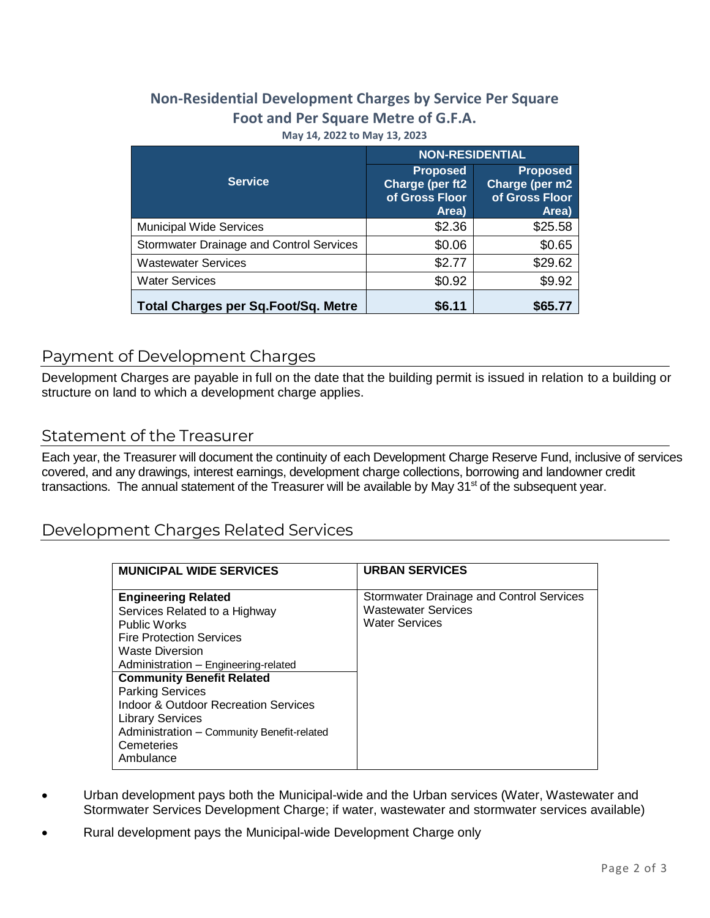## Non-Residential Development Charges by Service Per Square Foot and Per Square Metre of G.F.A.

**May 14, 2022 to May 13, 2023**

| Service | NON-RESIDENTIAL | |
|---|---|---|
| | Proposed Charge (per ft2 of Gross Floor Area) | Proposed Charge (per m2 of Gross Floor Area) |
| Municipal Wide Services | $2.36 | $25.58 |
| Stormwater Drainage and Control Services | $0.06 | $0.65 |
| Wastewater Services | $2.77 | $29.62 |
| Water Services | $0.92 | $9.92 |
| **Total Charges per Sq.Foot/Sq. Metre** | **$6.11** | **$65.77** |

## Payment of Development Charges

Development Charges are payable in full on the date that the building permit is issued in relation to a building or structure on land to which a development charge applies.

## Statement of the Treasurer

Each year, the Treasurer will document the continuity of each Development Charge Reserve Fund, inclusive of services covered, and any drawings, interest earnings, development charge collections, borrowing and landowner credit transactions. The annual statement of the Treasurer will be available by May 31st of the subsequent year.

## Development Charges Related Services

| MUNICIPAL WIDE SERVICES | URBAN SERVICES |
|---|---|
| **Engineering Related**<br>Services Related to a Highway<br>Public Works<br>Fire Protection Services<br>Waste Diversion<br>Administration – Engineering-related | Stormwater Drainage and Control Services<br>Wastewater Services<br>Water Services |
| **Community Benefit Related**<br>Parking Services<br>Indoor & Outdoor Recreation Services<br>Library Services<br>Administration – Community Benefit-related<br>Cemeteries<br>Ambulance | |

- Urban development pays both the Municipal-wide and the Urban services (Water, Wastewater and Stormwater Services Development Charge; if water, wastewater and stormwater services available)
- Rural development pays the Municipal-wide Development Charge only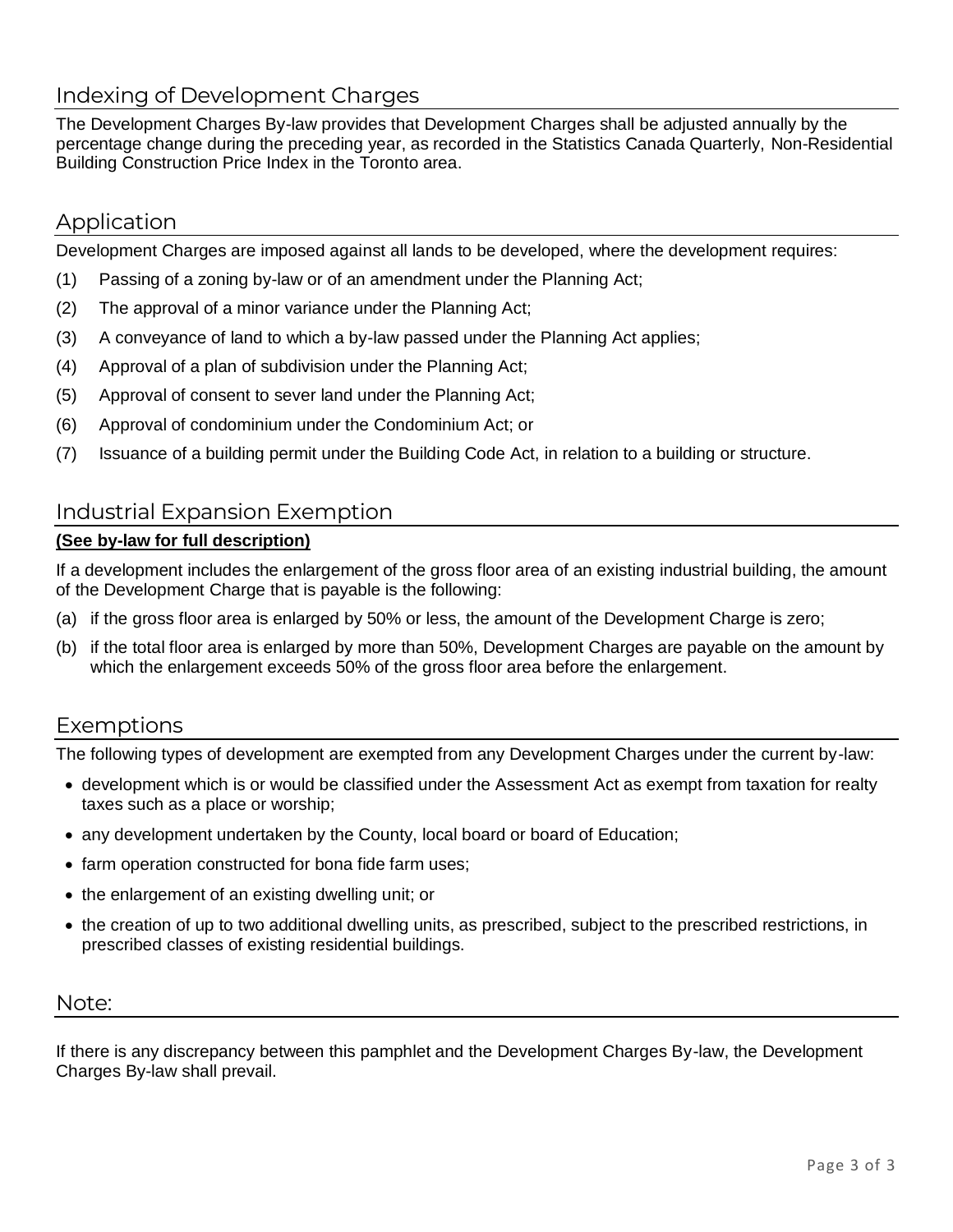## Indexing of Development Charges

The Development Charges By-law provides that Development Charges shall be adjusted annually by the percentage change during the preceding year, as recorded in the Statistics Canada Quarterly, Non-Residential Building Construction Price Index in the Toronto area.

## Application

Development Charges are imposed against all lands to be developed, where the development requires:

(1) Passing of a zoning by-law or of an amendment under the Planning Act;

(2) The approval of a minor variance under the Planning Act;

(3) A conveyance of land to which a by-law passed under the Planning Act applies;

(4) Approval of a plan of subdivision under the Planning Act;

(5) Approval of consent to sever land under the Planning Act;

(6) Approval of condominium under the Condominium Act; or

(7) Issuance of a building permit under the Building Code Act, in relation to a building or structure.

## Industrial Expansion Exemption

**(See by-law for full description)**

If a development includes the enlargement of the gross floor area of an existing industrial building, the amount of the Development Charge that is payable is the following:

(a) if the gross floor area is enlarged by 50% or less, the amount of the Development Charge is zero;

(b) if the total floor area is enlarged by more than 50%, Development Charges are payable on the amount by which the enlargement exceeds 50% of the gross floor area before the enlargement.

## Exemptions

The following types of development are exempted from any Development Charges under the current by-law:

- development which is or would be classified under the Assessment Act as exempt from taxation for realty taxes such as a place or worship;
- any development undertaken by the County, local board or board of Education;
- farm operation constructed for bona fide farm uses;
- the enlargement of an existing dwelling unit; or
- the creation of up to two additional dwelling units, as prescribed, subject to the prescribed restrictions, in prescribed classes of existing residential buildings.

## Note:

If there is any discrepancy between this pamphlet and the Development Charges By-law, the Development Charges By-law shall prevail.